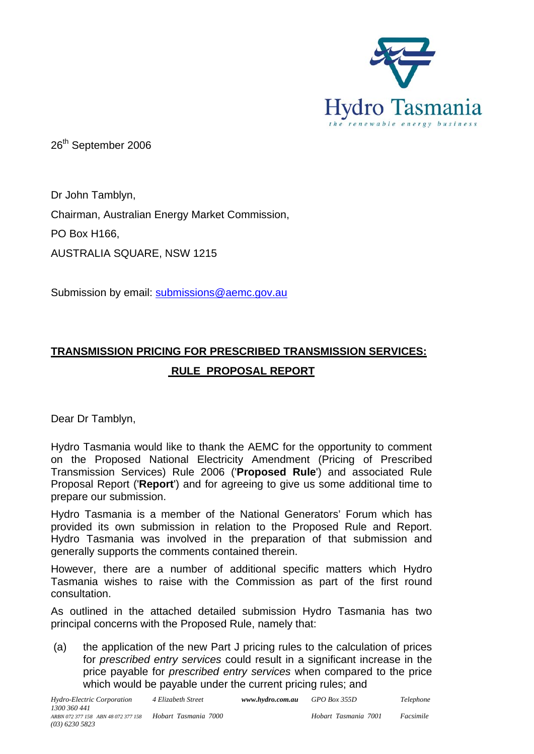Hydro Tasmania

*the renewable energy business*

26th September 2006

Dr John Tamblyn,

Chairman, Australian Energy Market Commission,

PO Box H166,

AUSTRALIA SQUARE, NSW 1215

Submission by email: submissions@aemc.gov.au

**TRANSMISSION PRICING FOR PRESCRIBED TRANSMISSION SERVICES: RULE PROPOSAL REPORT**

Dear Dr Tamblyn,

Hydro Tasmania would like to thank the AEMC for the opportunity to comment on the Proposed National Electricity Amendment (Pricing of Prescribed Transmission Services) Rule 2006 ('**Proposed Rule**') and associated Rule Proposal Report ('**Report**') and for agreeing to give us some additional time to prepare our submission.

Hydro Tasmania is a member of the National Generators' Forum which has provided its own submission in relation to the Proposed Rule and Report. Hydro Tasmania was involved in the preparation of that submission and generally supports the comments contained therein.

However, there are a number of additional specific matters which Hydro Tasmania wishes to raise with the Commission as part of the first round consultation.

As outlined in the attached detailed submission Hydro Tasmania has two principal concerns with the Proposed Rule, namely that:

(a) the application of the new Part J pricing rules to the calculation of prices for *prescribed entry services* could result in a significant increase in the price payable for *prescribed entry services* when compared to the price which would be payable under the current pricing rules; and

Hydro-Electric Corporation ARBN 072 377 158 ABN 48 072 377 158 | 4 Elizabeth Street Hobart Tasmania 7000 | www.hydro.com.au | GPO Box 355D Hobart Tasmania 7001 | Telephone 1300 360 441 Facsimile (03) 6230 5823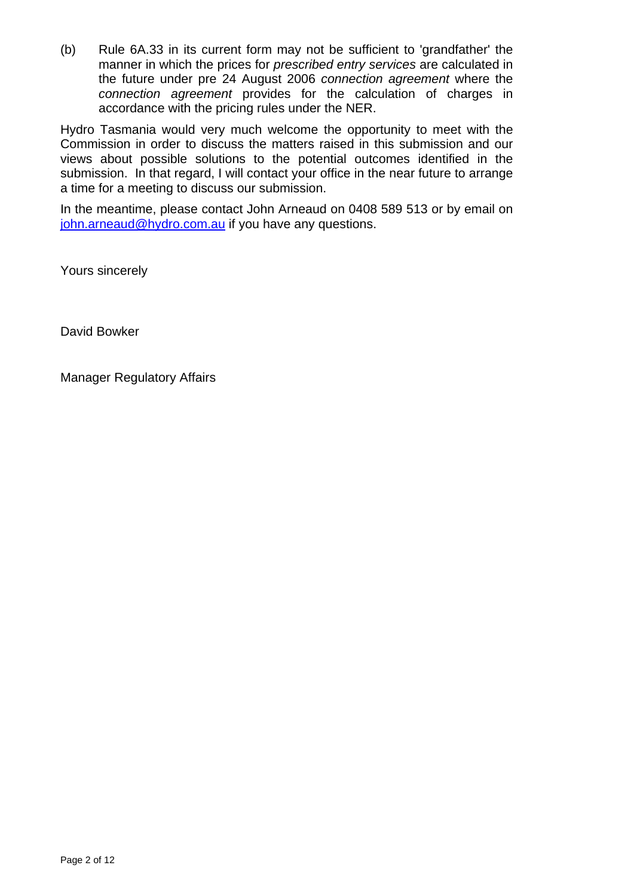(b) Rule 6A.33 in its current form may not be sufficient to 'grandfather' the manner in which the prices for *prescribed entry services* are calculated in the future under pre 24 August 2006 *connection agreement* where the *connection agreement* provides for the calculation of charges in accordance with the pricing rules under the NER.

Hydro Tasmania would very much welcome the opportunity to meet with the Commission in order to discuss the matters raised in this submission and our views about possible solutions to the potential outcomes identified in the submission. In that regard, I will contact your office in the near future to arrange a time for a meeting to discuss our submission.

In the meantime, please contact John Arneaud on 0408 589 513 or by email on john.arneaud@hydro.com.au if you have any questions.

Yours sincerely

David Bowker

Manager Regulatory Affairs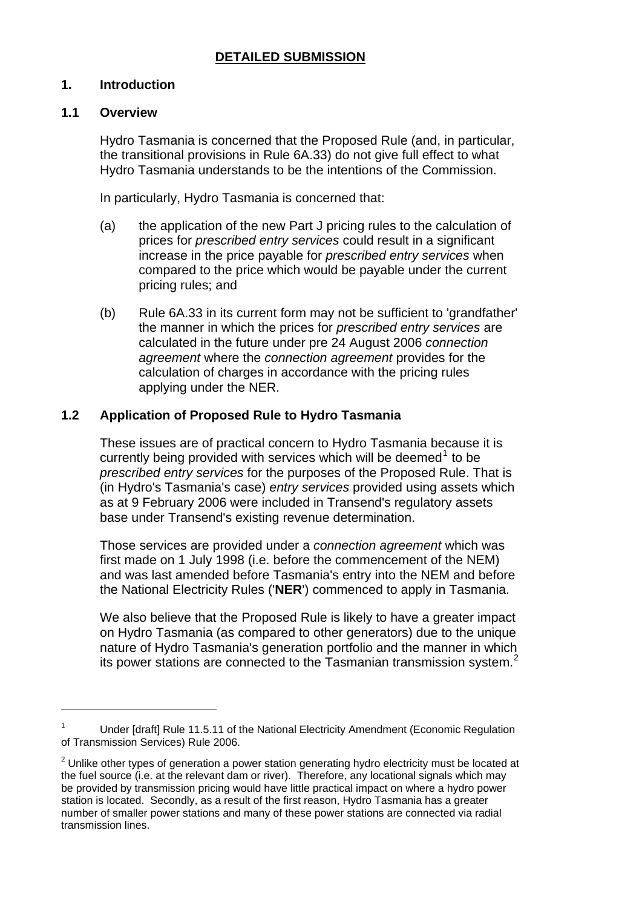## DETAILED SUBMISSION

### 1. Introduction

#### 1.1 Overview

Hydro Tasmania is concerned that the Proposed Rule (and, in particular, the transitional provisions in Rule 6A.33) do not give full effect to what Hydro Tasmania understands to be the intentions of the Commission.

In particularly, Hydro Tasmania is concerned that:

(a) the application of the new Part J pricing rules to the calculation of prices for *prescribed entry services* could result in a significant increase in the price payable for *prescribed entry services* when compared to the price which would be payable under the current pricing rules; and

(b) Rule 6A.33 in its current form may not be sufficient to 'grandfather' the manner in which the prices for *prescribed entry services* are calculated in the future under pre 24 August 2006 *connection agreement* where the *connection agreement* provides for the calculation of charges in accordance with the pricing rules applying under the NER.

#### 1.2 Application of Proposed Rule to Hydro Tasmania

These issues are of practical concern to Hydro Tasmania because it is currently being provided with services which will be deemed[1] to be *prescribed entry services* for the purposes of the Proposed Rule. That is (in Hydro's Tasmania's case) *entry services* provided using assets which as at 9 February 2006 were included in Transend's regulatory assets base under Transend's existing revenue determination.

Those services are provided under a *connection agreement* which was first made on 1 July 1998 (i.e. before the commencement of the NEM) and was last amended before Tasmania's entry into the NEM and before the National Electricity Rules ('**NER**') commenced to apply in Tasmania.

We also believe that the Proposed Rule is likely to have a greater impact on Hydro Tasmania (as compared to other generators) due to the unique nature of Hydro Tasmania's generation portfolio and the manner in which its power stations are connected to the Tasmanian transmission system.[2]

---

[1] Under [draft] Rule 11.5.11 of the National Electricity Amendment (Economic Regulation of Transmission Services) Rule 2006.

[2] Unlike other types of generation a power station generating hydro electricity must be located at the fuel source (i.e. at the relevant dam or river). Therefore, any locational signals which may be provided by transmission pricing would have little practical impact on where a hydro power station is located. Secondly, as a result of the first reason, Hydro Tasmania has a greater number of smaller power stations and many of these power stations are connected via radial transmission lines.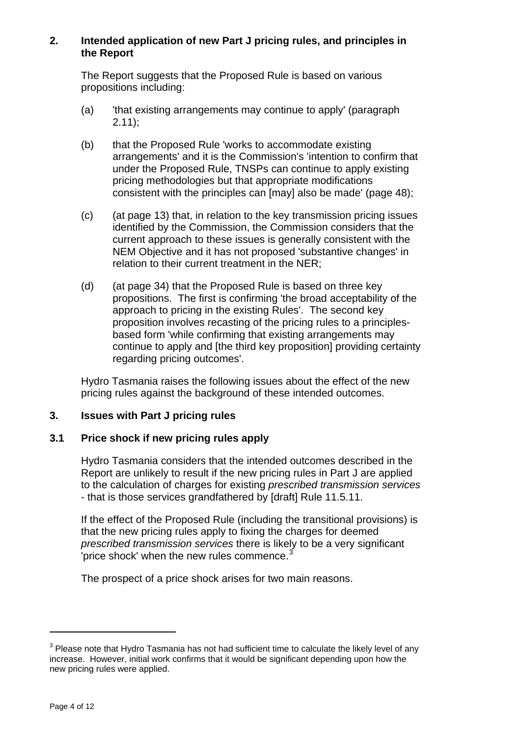## 2. Intended application of new Part J pricing rules, and principles in the Report

The Report suggests that the Proposed Rule is based on various propositions including:

(a) 'that existing arrangements may continue to apply' (paragraph 2.11);

(b) that the Proposed Rule 'works to accommodate existing arrangements' and it is the Commission's 'intention to confirm that under the Proposed Rule, TNSPs can continue to apply existing pricing methodologies but that appropriate modifications consistent with the principles can [may] also be made' (page 48);

(c) (at page 13) that, in relation to the key transmission pricing issues identified by the Commission, the Commission considers that the current approach to these issues is generally consistent with the NEM Objective and it has not proposed 'substantive changes' in relation to their current treatment in the NER;

(d) (at page 34) that the Proposed Rule is based on three key propositions. The first is confirming 'the broad acceptability of the approach to pricing in the existing Rules'. The second key proposition involves recasting of the pricing rules to a principles-based form 'while confirming that existing arrangements may continue to apply and [the third key proposition] providing certainty regarding pricing outcomes'.

Hydro Tasmania raises the following issues about the effect of the new pricing rules against the background of these intended outcomes.

## 3. Issues with Part J pricing rules

### 3.1 Price shock if new pricing rules apply

Hydro Tasmania considers that the intended outcomes described in the Report are unlikely to result if the new pricing rules in Part J are applied to the calculation of charges for existing *prescribed transmission services* - that is those services grandfathered by [draft] Rule 11.5.11.

If the effect of the Proposed Rule (including the transitional provisions) is that the new pricing rules apply to fixing the charges for deemed *prescribed transmission services* there is likely to be a very significant 'price shock' when the new rules commence.[3]

The prospect of a price shock arises for two main reasons.

[3] Please note that Hydro Tasmania has not had sufficient time to calculate the likely level of any increase. However, initial work confirms that it would be significant depending upon how the new pricing rules were applied.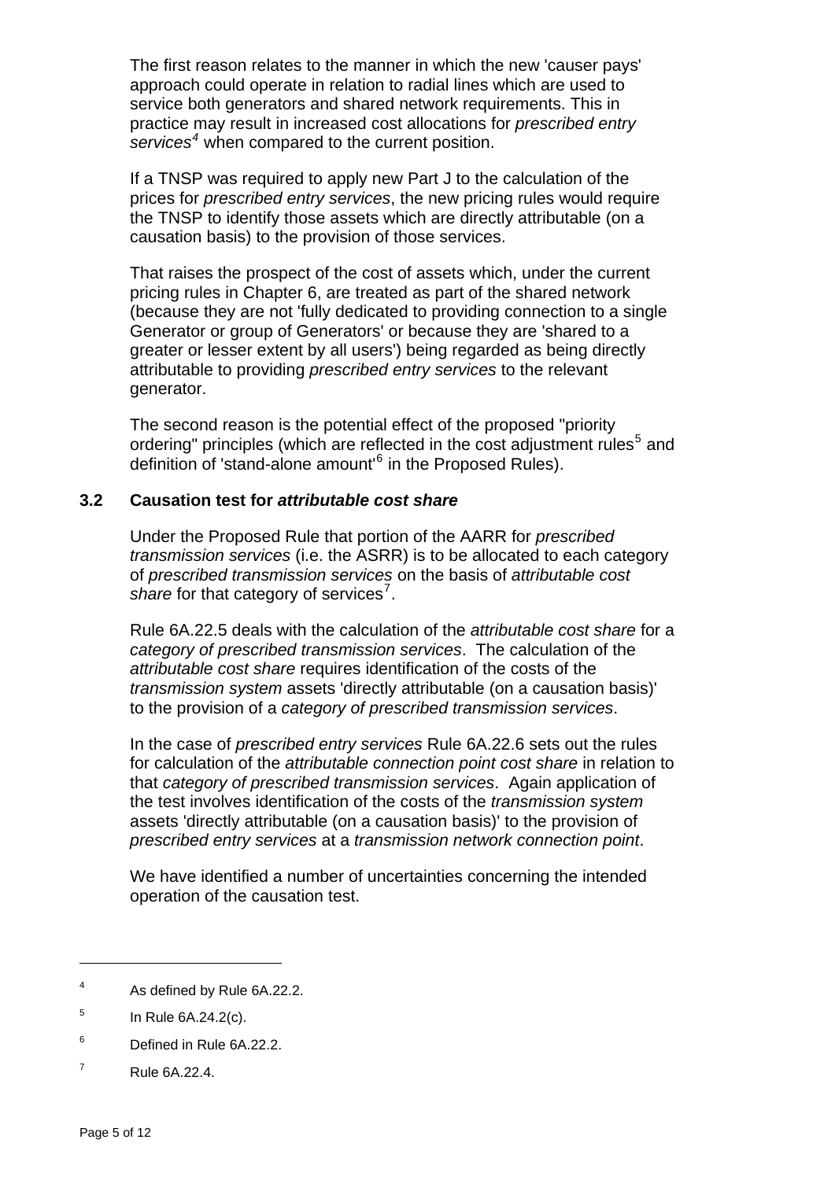The first reason relates to the manner in which the new 'causer pays' approach could operate in relation to radial lines which are used to service both generators and shared network requirements. This in practice may result in increased cost allocations for *prescribed entry services*[4] when compared to the current position.

If a TNSP was required to apply new Part J to the calculation of the prices for *prescribed entry services*, the new pricing rules would require the TNSP to identify those assets which are directly attributable (on a causation basis) to the provision of those services.

That raises the prospect of the cost of assets which, under the current pricing rules in Chapter 6, are treated as part of the shared network (because they are not 'fully dedicated to providing connection to a single Generator or group of Generators' or because they are 'shared to a greater or lesser extent by all users') being regarded as being directly attributable to providing *prescribed entry services* to the relevant generator.

The second reason is the potential effect of the proposed "priority ordering" principles (which are reflected in the cost adjustment rules[5] and definition of 'stand-alone amount'[6] in the Proposed Rules).

### 3.2 Causation test for *attributable cost share*

Under the Proposed Rule that portion of the AARR for *prescribed transmission services* (i.e. the ASRR) is to be allocated to each category of *prescribed transmission services* on the basis of *attributable cost share* for that category of services[7].

Rule 6A.22.5 deals with the calculation of the *attributable cost share* for a *category of prescribed transmission services*. The calculation of the *attributable cost share* requires identification of the costs of the *transmission system* assets 'directly attributable (on a causation basis)' to the provision of a *category of prescribed transmission services*.

In the case of *prescribed entry services* Rule 6A.22.6 sets out the rules for calculation of the *attributable connection point cost share* in relation to that *category of prescribed transmission services*. Again application of the test involves identification of the costs of the *transmission system* assets 'directly attributable (on a causation basis)' to the provision of *prescribed entry services* at a *transmission network connection point*.

We have identified a number of uncertainties concerning the intended operation of the causation test.

---

[4] As defined by Rule 6A.22.2.

[5] In Rule 6A.24.2(c).

[6] Defined in Rule 6A.22.2.

[7] Rule 6A.22.4.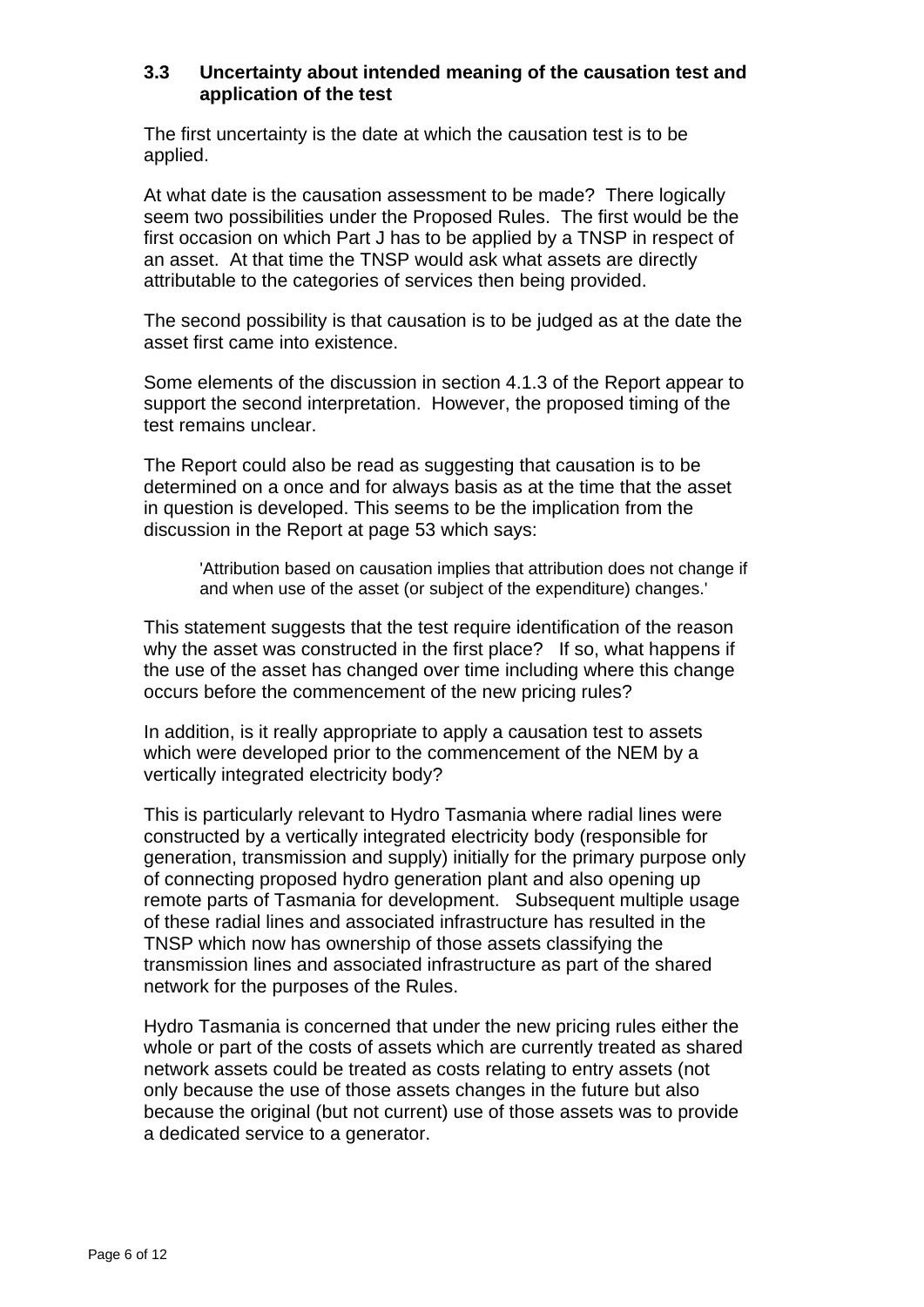### 3.3 Uncertainty about intended meaning of the causation test and application of the test

The first uncertainty is the date at which the causation test is to be applied.

At what date is the causation assessment to be made? There logically seem two possibilities under the Proposed Rules. The first would be the first occasion on which Part J has to be applied by a TNSP in respect of an asset. At that time the TNSP would ask what assets are directly attributable to the categories of services then being provided.

The second possibility is that causation is to be judged as at the date the asset first came into existence.

Some elements of the discussion in section 4.1.3 of the Report appear to support the second interpretation. However, the proposed timing of the test remains unclear.

The Report could also be read as suggesting that causation is to be determined on a once and for always basis as at the time that the asset in question is developed. This seems to be the implication from the discussion in the Report at page 53 which says:

> 'Attribution based on causation implies that attribution does not change if and when use of the asset (or subject of the expenditure) changes.'

This statement suggests that the test require identification of the reason why the asset was constructed in the first place? If so, what happens if the use of the asset has changed over time including where this change occurs before the commencement of the new pricing rules?

In addition, is it really appropriate to apply a causation test to assets which were developed prior to the commencement of the NEM by a vertically integrated electricity body?

This is particularly relevant to Hydro Tasmania where radial lines were constructed by a vertically integrated electricity body (responsible for generation, transmission and supply) initially for the primary purpose only of connecting proposed hydro generation plant and also opening up remote parts of Tasmania for development. Subsequent multiple usage of these radial lines and associated infrastructure has resulted in the TNSP which now has ownership of those assets classifying the transmission lines and associated infrastructure as part of the shared network for the purposes of the Rules.

Hydro Tasmania is concerned that under the new pricing rules either the whole or part of the costs of assets which are currently treated as shared network assets could be treated as costs relating to entry assets (not only because the use of those assets changes in the future but also because the original (but not current) use of those assets was to provide a dedicated service to a generator.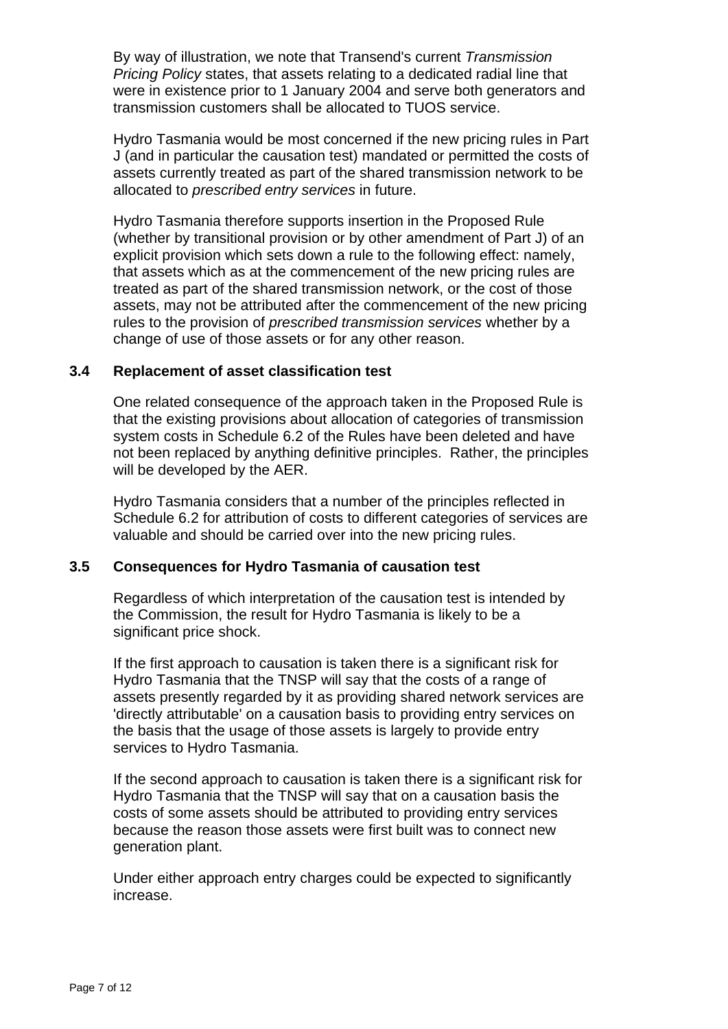By way of illustration, we note that Transend's current *Transmission Pricing Policy* states, that assets relating to a dedicated radial line that were in existence prior to 1 January 2004 and serve both generators and transmission customers shall be allocated to TUOS service.

Hydro Tasmania would be most concerned if the new pricing rules in Part J (and in particular the causation test) mandated or permitted the costs of assets currently treated as part of the shared transmission network to be allocated to *prescribed entry services* in future.

Hydro Tasmania therefore supports insertion in the Proposed Rule (whether by transitional provision or by other amendment of Part J) of an explicit provision which sets down a rule to the following effect: namely, that assets which as at the commencement of the new pricing rules are treated as part of the shared transmission network, or the cost of those assets, may not be attributed after the commencement of the new pricing rules to the provision of *prescribed transmission services* whether by a change of use of those assets or for any other reason.

### 3.4 Replacement of asset classification test

One related consequence of the approach taken in the Proposed Rule is that the existing provisions about allocation of categories of transmission system costs in Schedule 6.2 of the Rules have been deleted and have not been replaced by anything definitive principles. Rather, the principles will be developed by the AER.

Hydro Tasmania considers that a number of the principles reflected in Schedule 6.2 for attribution of costs to different categories of services are valuable and should be carried over into the new pricing rules.

### 3.5 Consequences for Hydro Tasmania of causation test

Regardless of which interpretation of the causation test is intended by the Commission, the result for Hydro Tasmania is likely to be a significant price shock.

If the first approach to causation is taken there is a significant risk for Hydro Tasmania that the TNSP will say that the costs of a range of assets presently regarded by it as providing shared network services are 'directly attributable' on a causation basis to providing entry services on the basis that the usage of those assets is largely to provide entry services to Hydro Tasmania.

If the second approach to causation is taken there is a significant risk for Hydro Tasmania that the TNSP will say that on a causation basis the costs of some assets should be attributed to providing entry services because the reason those assets were first built was to connect new generation plant.

Under either approach entry charges could be expected to significantly increase.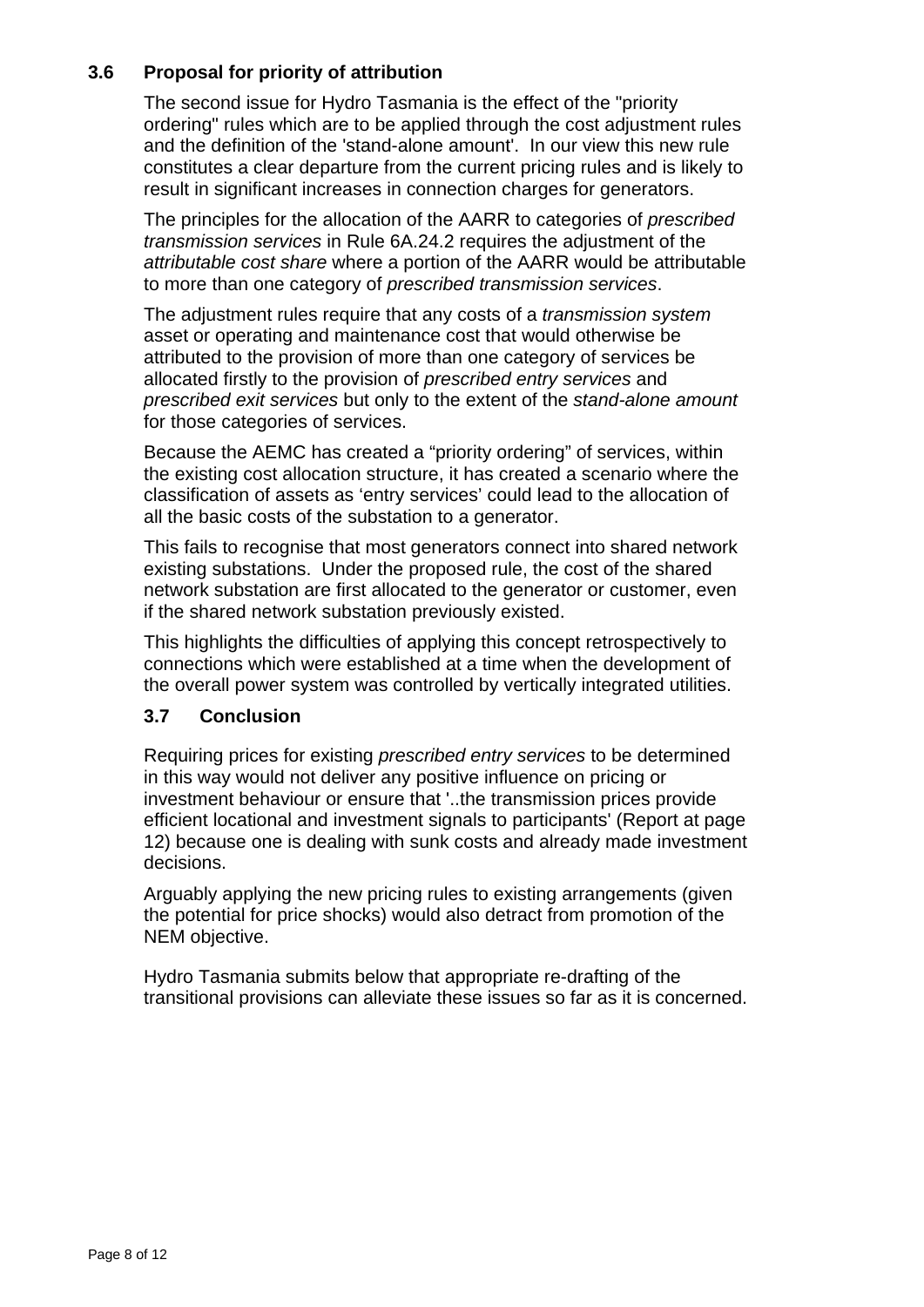## 3.6 Proposal for priority of attribution

The second issue for Hydro Tasmania is the effect of the "priority ordering" rules which are to be applied through the cost adjustment rules and the definition of the 'stand-alone amount'. In our view this new rule constitutes a clear departure from the current pricing rules and is likely to result in significant increases in connection charges for generators.

The principles for the allocation of the AARR to categories of *prescribed transmission services* in Rule 6A.24.2 requires the adjustment of the *attributable cost share* where a portion of the AARR would be attributable to more than one category of *prescribed transmission services*.

The adjustment rules require that any costs of a *transmission system* asset or operating and maintenance cost that would otherwise be attributed to the provision of more than one category of services be allocated firstly to the provision of *prescribed entry services* and *prescribed exit services* but only to the extent of the *stand-alone amount* for those categories of services.

Because the AEMC has created a "priority ordering" of services, within the existing cost allocation structure, it has created a scenario where the classification of assets as 'entry services' could lead to the allocation of all the basic costs of the substation to a generator.

This fails to recognise that most generators connect into shared network existing substations. Under the proposed rule, the cost of the shared network substation are first allocated to the generator or customer, even if the shared network substation previously existed.

This highlights the difficulties of applying this concept retrospectively to connections which were established at a time when the development of the overall power system was controlled by vertically integrated utilities.

## 3.7 Conclusion

Requiring prices for existing *prescribed entry services* to be determined in this way would not deliver any positive influence on pricing or investment behaviour or ensure that '..the transmission prices provide efficient locational and investment signals to participants' (Report at page 12) because one is dealing with sunk costs and already made investment decisions.

Arguably applying the new pricing rules to existing arrangements (given the potential for price shocks) would also detract from promotion of the NEM objective.

Hydro Tasmania submits below that appropriate re-drafting of the transitional provisions can alleviate these issues so far as it is concerned.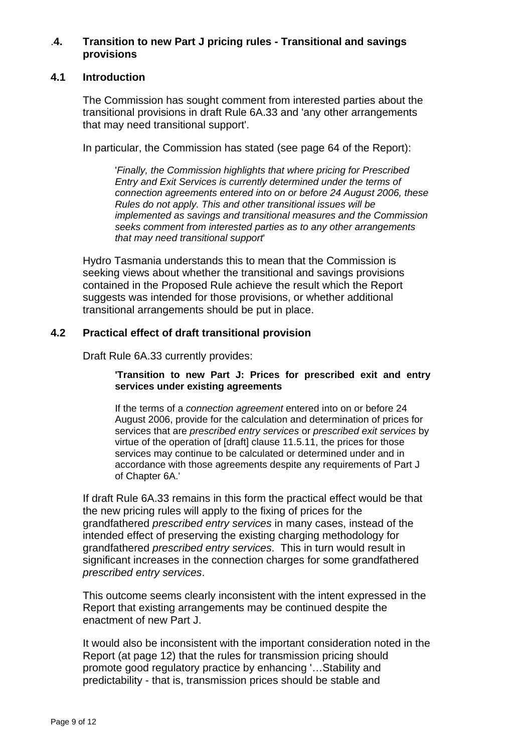## 4. Transition to new Part J pricing rules - Transitional and savings provisions

### 4.1 Introduction

The Commission has sought comment from interested parties about the transitional provisions in draft Rule 6A.33 and 'any other arrangements that may need transitional support'.

In particular, the Commission has stated (see page 64 of the Report):

> '*Finally, the Commission highlights that where pricing for Prescribed Entry and Exit Services is currently determined under the terms of connection agreements entered into on or before 24 August 2006, these Rules do not apply. This and other transitional issues will be implemented as savings and transitional measures and the Commission seeks comment from interested parties as to any other arrangements that may need transitional support*'

Hydro Tasmania understands this to mean that the Commission is seeking views about whether the transitional and savings provisions contained in the Proposed Rule achieve the result which the Report suggests was intended for those provisions, or whether additional transitional arrangements should be put in place.

### 4.2 Practical effect of draft transitional provision

Draft Rule 6A.33 currently provides:

> **'Transition to new Part J: Prices for prescribed exit and entry services under existing agreements**
>
> If the terms of a *connection agreement* entered into on or before 24 August 2006, provide for the calculation and determination of prices for services that are *prescribed entry services* or *prescribed exit services* by virtue of the operation of [draft] clause 11.5.11, the prices for those services may continue to be calculated or determined under and in accordance with those agreements despite any requirements of Part J of Chapter 6A.'

If draft Rule 6A.33 remains in this form the practical effect would be that the new pricing rules will apply to the fixing of prices for the grandfathered *prescribed entry services* in many cases, instead of the intended effect of preserving the existing charging methodology for grandfathered *prescribed entry services*. This in turn would result in significant increases in the connection charges for some grandfathered *prescribed entry services*.

This outcome seems clearly inconsistent with the intent expressed in the Report that existing arrangements may be continued despite the enactment of new Part J.

It would also be inconsistent with the important consideration noted in the Report (at page 12) that the rules for transmission pricing should promote good regulatory practice by enhancing '…Stability and predictability - that is, transmission prices should be stable and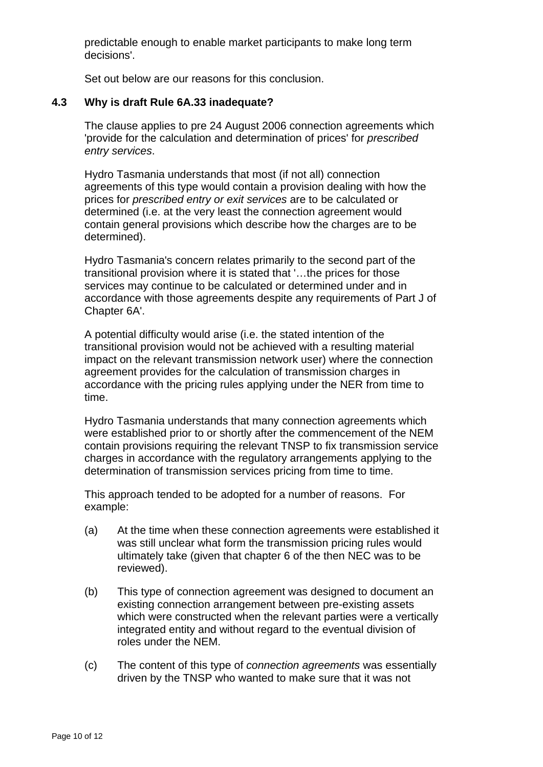predictable enough to enable market participants to make long term decisions'.

Set out below are our reasons for this conclusion.

### 4.3 Why is draft Rule 6A.33 inadequate?

The clause applies to pre 24 August 2006 connection agreements which 'provide for the calculation and determination of prices' for *prescribed entry services*.

Hydro Tasmania understands that most (if not all) connection agreements of this type would contain a provision dealing with how the prices for *prescribed entry or exit services* are to be calculated or determined (i.e. at the very least the connection agreement would contain general provisions which describe how the charges are to be determined).

Hydro Tasmania's concern relates primarily to the second part of the transitional provision where it is stated that '…the prices for those services may continue to be calculated or determined under and in accordance with those agreements despite any requirements of Part J of Chapter 6A'.

A potential difficulty would arise (i.e. the stated intention of the transitional provision would not be achieved with a resulting material impact on the relevant transmission network user) where the connection agreement provides for the calculation of transmission charges in accordance with the pricing rules applying under the NER from time to time.

Hydro Tasmania understands that many connection agreements which were established prior to or shortly after the commencement of the NEM contain provisions requiring the relevant TNSP to fix transmission service charges in accordance with the regulatory arrangements applying to the determination of transmission services pricing from time to time.

This approach tended to be adopted for a number of reasons. For example:

(a) At the time when these connection agreements were established it was still unclear what form the transmission pricing rules would ultimately take (given that chapter 6 of the then NEC was to be reviewed).

(b) This type of connection agreement was designed to document an existing connection arrangement between pre-existing assets which were constructed when the relevant parties were a vertically integrated entity and without regard to the eventual division of roles under the NEM.

(c) The content of this type of *connection agreements* was essentially driven by the TNSP who wanted to make sure that it was not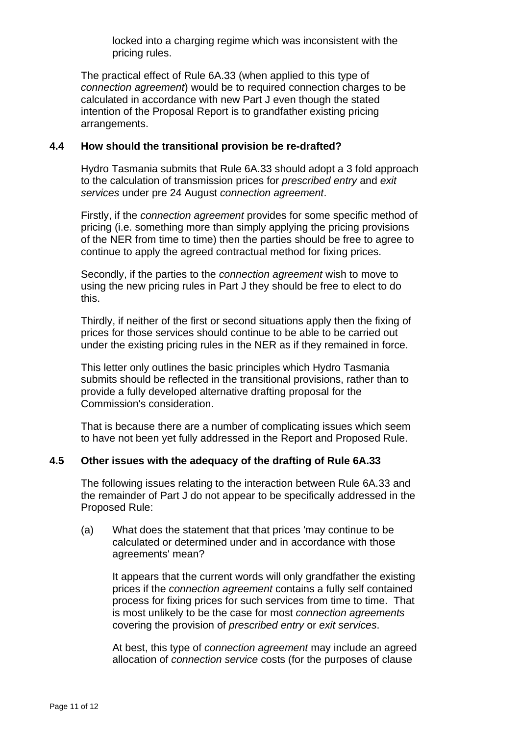locked into a charging regime which was inconsistent with the pricing rules.

The practical effect of Rule 6A.33 (when applied to this type of *connection agreement*) would be to required connection charges to be calculated in accordance with new Part J even though the stated intention of the Proposal Report is to grandfather existing pricing arrangements.

### 4.4 How should the transitional provision be re-drafted?

Hydro Tasmania submits that Rule 6A.33 should adopt a 3 fold approach to the calculation of transmission prices for *prescribed entry* and *exit services* under pre 24 August *connection agreement*.

Firstly, if the *connection agreement* provides for some specific method of pricing (i.e. something more than simply applying the pricing provisions of the NER from time to time) then the parties should be free to agree to continue to apply the agreed contractual method for fixing prices.

Secondly, if the parties to the *connection agreement* wish to move to using the new pricing rules in Part J they should be free to elect to do this.

Thirdly, if neither of the first or second situations apply then the fixing of prices for those services should continue to be able to be carried out under the existing pricing rules in the NER as if they remained in force.

This letter only outlines the basic principles which Hydro Tasmania submits should be reflected in the transitional provisions, rather than to provide a fully developed alternative drafting proposal for the Commission's consideration.

That is because there are a number of complicating issues which seem to have not been yet fully addressed in the Report and Proposed Rule.

### 4.5 Other issues with the adequacy of the drafting of Rule 6A.33

The following issues relating to the interaction between Rule 6A.33 and the remainder of Part J do not appear to be specifically addressed in the Proposed Rule:

(a) What does the statement that that prices 'may continue to be calculated or determined under and in accordance with those agreements' mean?

It appears that the current words will only grandfather the existing prices if the *connection agreement* contains a fully self contained process for fixing prices for such services from time to time. That is most unlikely to be the case for most *connection agreements* covering the provision of *prescribed entry* or *exit services*.

At best, this type of *connection agreement* may include an agreed allocation of *connection service* costs (for the purposes of clause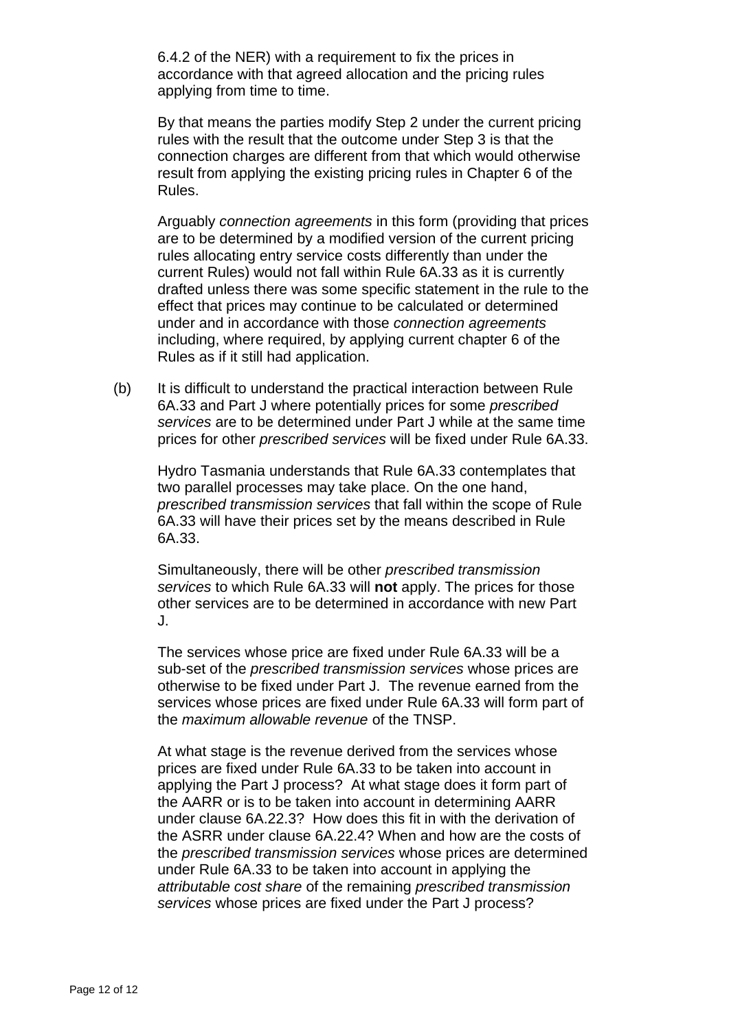6.4.2 of the NER) with a requirement to fix the prices in accordance with that agreed allocation and the pricing rules applying from time to time.

By that means the parties modify Step 2 under the current pricing rules with the result that the outcome under Step 3 is that the connection charges are different from that which would otherwise result from applying the existing pricing rules in Chapter 6 of the Rules.

Arguably *connection agreements* in this form (providing that prices are to be determined by a modified version of the current pricing rules allocating entry service costs differently than under the current Rules) would not fall within Rule 6A.33 as it is currently drafted unless there was some specific statement in the rule to the effect that prices may continue to be calculated or determined under and in accordance with those *connection agreements* including, where required, by applying current chapter 6 of the Rules as if it still had application.

(b) It is difficult to understand the practical interaction between Rule 6A.33 and Part J where potentially prices for some *prescribed services* are to be determined under Part J while at the same time prices for other *prescribed services* will be fixed under Rule 6A.33.

Hydro Tasmania understands that Rule 6A.33 contemplates that two parallel processes may take place. On the one hand, *prescribed transmission services* that fall within the scope of Rule 6A.33 will have their prices set by the means described in Rule 6A.33.

Simultaneously, there will be other *prescribed transmission services* to which Rule 6A.33 will **not** apply. The prices for those other services are to be determined in accordance with new Part J.

The services whose price are fixed under Rule 6A.33 will be a sub-set of the *prescribed transmission services* whose prices are otherwise to be fixed under Part J. The revenue earned from the services whose prices are fixed under Rule 6A.33 will form part of the *maximum allowable revenue* of the TNSP.

At what stage is the revenue derived from the services whose prices are fixed under Rule 6A.33 to be taken into account in applying the Part J process? At what stage does it form part of the AARR or is to be taken into account in determining AARR under clause 6A.22.3? How does this fit in with the derivation of the ASRR under clause 6A.22.4? When and how are the costs of the *prescribed transmission services* whose prices are determined under Rule 6A.33 to be taken into account in applying the *attributable cost share* of the remaining *prescribed transmission services* whose prices are fixed under the Part J process?